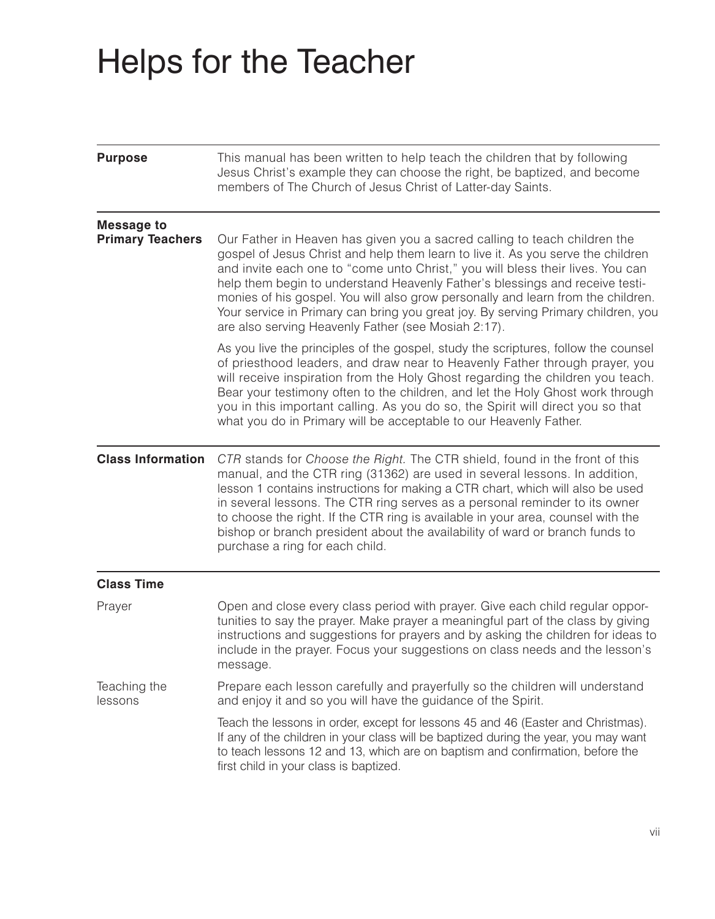# Helps for the Teacher

## Purpose

This manual has been written to help teach the children that by following Jesus Christ's example they can choose the right, be baptized, and become members of The Church of Jesus Christ of Latter-day Saints.

## Message to Primary Teachers

Our Father in Heaven has given you a sacred calling to teach children the gospel of Jesus Christ and help them learn to live it. As you serve the children and invite each one to "come unto Christ," you will bless their lives. You can help them begin to understand Heavenly Father's blessings and receive testimonies of his gospel. You will also grow personally and learn from the children. Your service in Primary can bring you great joy. By serving Primary children, you are also serving Heavenly Father (see Mosiah 2:17).

As you live the principles of the gospel, study the scriptures, follow the counsel of priesthood leaders, and draw near to Heavenly Father through prayer, you will receive inspiration from the Holy Ghost regarding the children you teach. Bear your testimony often to the children, and let the Holy Ghost work through you in this important calling. As you do so, the Spirit will direct you so that what you do in Primary will be acceptable to our Heavenly Father.

## Class Information

*CTR* stands for *Choose the Right.* The CTR shield, found in the front of this manual, and the CTR ring (31362) are used in several lessons. In addition, lesson 1 contains instructions for making a CTR chart, which will also be used in several lessons. The CTR ring serves as a personal reminder to its owner to choose the right. If the CTR ring is available in your area, counsel with the bishop or branch president about the availability of ward or branch funds to purchase a ring for each child.

## Class Time

### Prayer

Open and close every class period with prayer. Give each child regular opportunities to say the prayer. Make prayer a meaningful part of the class by giving instructions and suggestions for prayers and by asking the children for ideas to include in the prayer. Focus your suggestions on class needs and the lesson's message.

### Teaching the lessons

Prepare each lesson carefully and prayerfully so the children will understand and enjoy it and so you will have the guidance of the Spirit.

Teach the lessons in order, except for lessons 45 and 46 (Easter and Christmas). If any of the children in your class will be baptized during the year, you may want to teach lessons 12 and 13, which are on baptism and confirmation, before the first child in your class is baptized.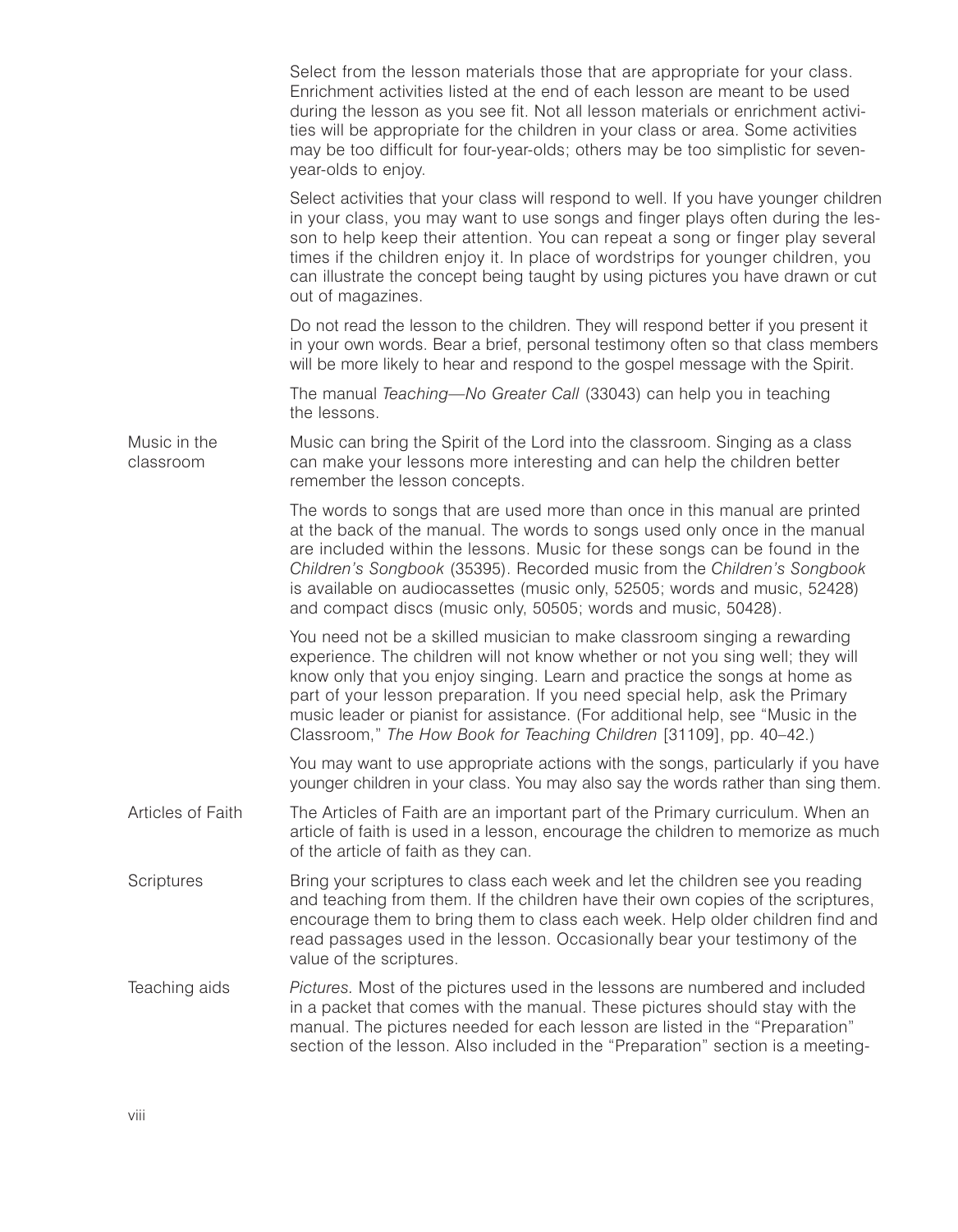Select from the lesson materials those that are appropriate for your class. Enrichment activities listed at the end of each lesson are meant to be used during the lesson as you see fit. Not all lesson materials or enrichment activities will be appropriate for the children in your class or area. Some activities may be too difficult for four-year-olds; others may be too simplistic for seven-year-olds to enjoy.

Select activities that your class will respond to well. If you have younger children in your class, you may want to use songs and finger plays often during the lesson to help keep their attention. You can repeat a song or finger play several times if the children enjoy it. In place of wordstrips for younger children, you can illustrate the concept being taught by using pictures you have drawn or cut out of magazines.

Do not read the lesson to the children. They will respond better if you present it in your own words. Bear a brief, personal testimony often so that class members will be more likely to hear and respond to the gospel message with the Spirit.

The manual *Teaching—No Greater Call* (33043) can help you in teaching the lessons.

## Music in the classroom

Music can bring the Spirit of the Lord into the classroom. Singing as a class can make your lessons more interesting and can help the children better remember the lesson concepts.

The words to songs that are used more than once in this manual are printed at the back of the manual. The words to songs used only once in the manual are included within the lessons. Music for these songs can be found in the *Children's Songbook* (35395). Recorded music from the *Children's Songbook* is available on audiocassettes (music only, 52505; words and music, 52428) and compact discs (music only, 50505; words and music, 50428).

You need not be a skilled musician to make classroom singing a rewarding experience. The children will not know whether or not you sing well; they will know only that you enjoy singing. Learn and practice the songs at home as part of your lesson preparation. If you need special help, ask the Primary music leader or pianist for assistance. (For additional help, see "Music in the Classroom," *The How Book for Teaching Children* [31109], pp. 40–42.)

You may want to use appropriate actions with the songs, particularly if you have younger children in your class. You may also say the words rather than sing them.

## Articles of Faith

The Articles of Faith are an important part of the Primary curriculum. When an article of faith is used in a lesson, encourage the children to memorize as much of the article of faith as they can.

## Scriptures

Bring your scriptures to class each week and let the children see you reading and teaching from them. If the children have their own copies of the scriptures, encourage them to bring them to class each week. Help older children find and read passages used in the lesson. Occasionally bear your testimony of the value of the scriptures.

## Teaching aids

*Pictures.* Most of the pictures used in the lessons are numbered and included in a packet that comes with the manual. These pictures should stay with the manual. The pictures needed for each lesson are listed in the "Preparation" section of the lesson. Also included in the "Preparation" section is a meeting-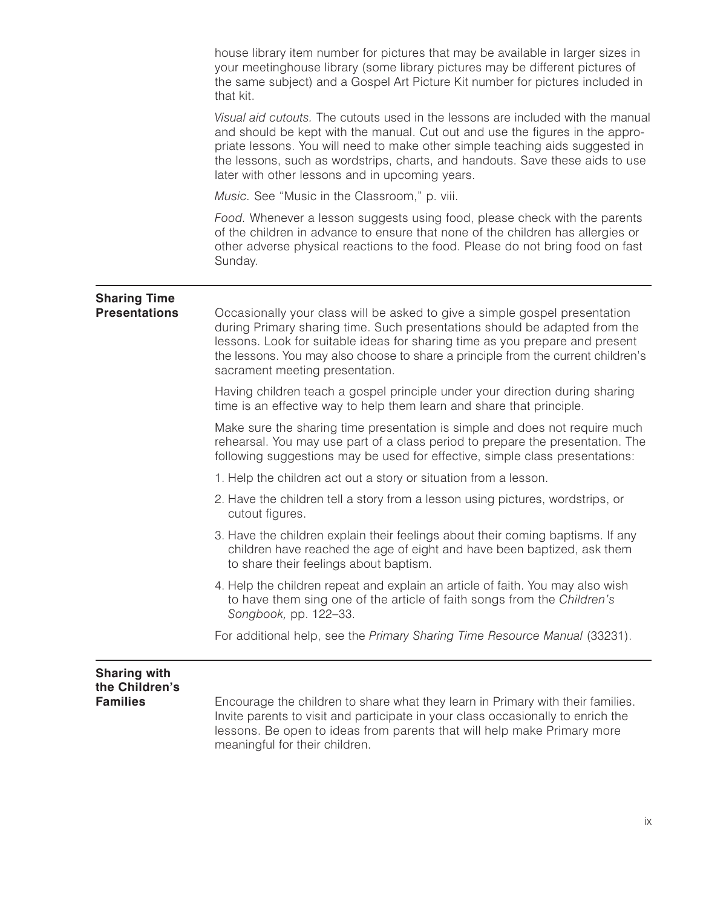house library item number for pictures that may be available in larger sizes in your meetinghouse library (some library pictures may be different pictures of the same subject) and a Gospel Art Picture Kit number for pictures included in that kit.

*Visual aid cutouts.* The cutouts used in the lessons are included with the manual and should be kept with the manual. Cut out and use the figures in the appropriate lessons. You will need to make other simple teaching aids suggested in the lessons, such as wordstrips, charts, and handouts. Save these aids to use later with other lessons and in upcoming years.

*Music.* See "Music in the Classroom," p. viii.

*Food.* Whenever a lesson suggests using food, please check with the parents of the children in advance to ensure that none of the children has allergies or other adverse physical reactions to the food. Please do not bring food on fast Sunday.

## Sharing Time Presentations

Occasionally your class will be asked to give a simple gospel presentation during Primary sharing time. Such presentations should be adapted from the lessons. Look for suitable ideas for sharing time as you prepare and present the lessons. You may also choose to share a principle from the current children's sacrament meeting presentation.

Having children teach a gospel principle under your direction during sharing time is an effective way to help them learn and share that principle.

Make sure the sharing time presentation is simple and does not require much rehearsal. You may use part of a class period to prepare the presentation. The following suggestions may be used for effective, simple class presentations:

1. Help the children act out a story or situation from a lesson.
2. Have the children tell a story from a lesson using pictures, wordstrips, or cutout figures.
3. Have the children explain their feelings about their coming baptisms. If any children have reached the age of eight and have been baptized, ask them to share their feelings about baptism.
4. Help the children repeat and explain an article of faith. You may also wish to have them sing one of the article of faith songs from the *Children's Songbook,* pp. 122–33.

For additional help, see the *Primary Sharing Time Resource Manual* (33231).

## Sharing with the Children's Families

Encourage the children to share what they learn in Primary with their families. Invite parents to visit and participate in your class occasionally to enrich the lessons. Be open to ideas from parents that will help make Primary more meaningful for their children.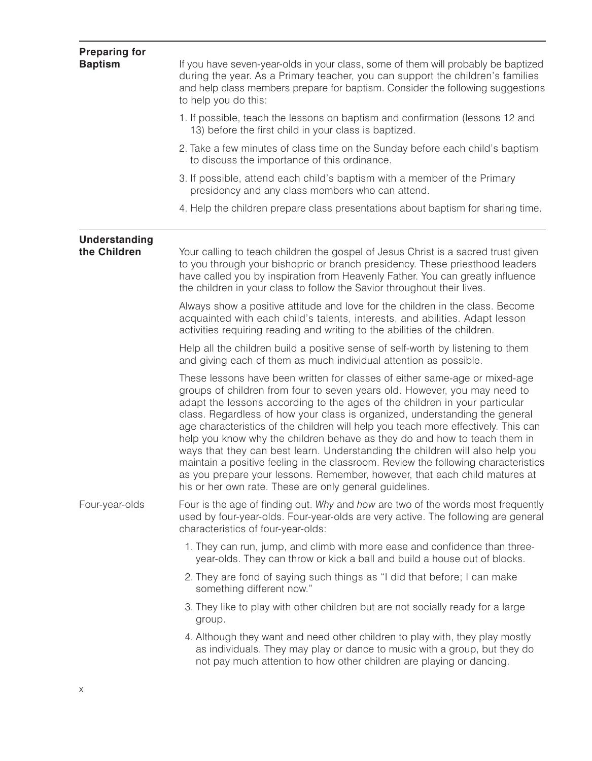## Preparing for Baptism

If you have seven-year-olds in your class, some of them will probably be baptized during the year. As a Primary teacher, you can support the children's families and help class members prepare for baptism. Consider the following suggestions to help you do this:

1. If possible, teach the lessons on baptism and confirmation (lessons 12 and 13) before the first child in your class is baptized.
2. Take a few minutes of class time on the Sunday before each child's baptism to discuss the importance of this ordinance.
3. If possible, attend each child's baptism with a member of the Primary presidency and any class members who can attend.
4. Help the children prepare class presentations about baptism for sharing time.

## Understanding the Children

Your calling to teach children the gospel of Jesus Christ is a sacred trust given to you through your bishopric or branch presidency. These priesthood leaders have called you by inspiration from Heavenly Father. You can greatly influence the children in your class to follow the Savior throughout their lives.

Always show a positive attitude and love for the children in the class. Become acquainted with each child's talents, interests, and abilities. Adapt lesson activities requiring reading and writing to the abilities of the children.

Help all the children build a positive sense of self-worth by listening to them and giving each of them as much individual attention as possible.

These lessons have been written for classes of either same-age or mixed-age groups of children from four to seven years old. However, you may need to adapt the lessons according to the ages of the children in your particular class. Regardless of how your class is organized, understanding the general age characteristics of the children will help you teach more effectively. This can help you know why the children behave as they do and how to teach them in ways that they can best learn. Understanding the children will also help you maintain a positive feeling in the classroom. Review the following characteristics as you prepare your lessons. Remember, however, that each child matures at his or her own rate. These are only general guidelines.

### Four-year-olds

Four is the age of finding out. *Why* and *how* are two of the words most frequently used by four-year-olds. Four-year-olds are very active. The following are general characteristics of four-year-olds:

1. They can run, jump, and climb with more ease and confidence than three-year-olds. They can throw or kick a ball and build a house out of blocks.
2. They are fond of saying such things as "I did that before; I can make something different now."
3. They like to play with other children but are not socially ready for a large group.
4. Although they want and need other children to play with, they play mostly as individuals. They may play or dance to music with a group, but they do not pay much attention to how other children are playing or dancing.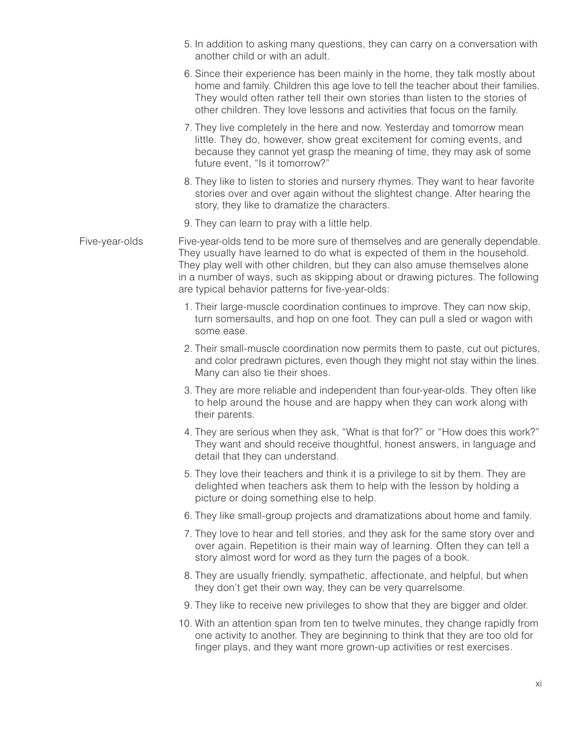5. In addition to asking many questions, they can carry on a conversation with another child or with an adult.
6. Since their experience has been mainly in the home, they talk mostly about home and family. Children this age love to tell the teacher about their families. They would often rather tell their own stories than listen to the stories of other children. They love lessons and activities that focus on the family.
7. They live completely in the here and now. Yesterday and tomorrow mean little. They do, however, show great excitement for coming events, and because they cannot yet grasp the meaning of time, they may ask of some future event, "Is it tomorrow?"
8. They like to listen to stories and nursery rhymes. They want to hear favorite stories over and over again without the slightest change. After hearing the story, they like to dramatize the characters.
9. They can learn to pray with a little help.

**Five-year-olds**

Five-year-olds tend to be more sure of themselves and are generally dependable. They usually have learned to do what is expected of them in the household. They play well with other children, but they can also amuse themselves alone in a number of ways, such as skipping about or drawing pictures. The following are typical behavior patterns for five-year-olds:

1. Their large-muscle coordination continues to improve. They can now skip, turn somersaults, and hop on one foot. They can pull a sled or wagon with some ease.
2. Their small-muscle coordination now permits them to paste, cut out pictures, and color predrawn pictures, even though they might not stay within the lines. Many can also tie their shoes.
3. They are more reliable and independent than four-year-olds. They often like to help around the house and are happy when they can work along with their parents.
4. They are serious when they ask, "What is that for?" or "How does this work?" They want and should receive thoughtful, honest answers, in language and detail that they can understand.
5. They love their teachers and think it is a privilege to sit by them. They are delighted when teachers ask them to help with the lesson by holding a picture or doing something else to help.
6. They like small-group projects and dramatizations about home and family.
7. They love to hear and tell stories, and they ask for the same story over and over again. Repetition is their main way of learning. Often they can tell a story almost word for word as they turn the pages of a book.
8. They are usually friendly, sympathetic, affectionate, and helpful, but when they don't get their own way, they can be very quarrelsome.
9. They like to receive new privileges to show that they are bigger and older.
10. With an attention span from ten to twelve minutes, they change rapidly from one activity to another. They are beginning to think that they are too old for finger plays, and they want more grown-up activities or rest exercises.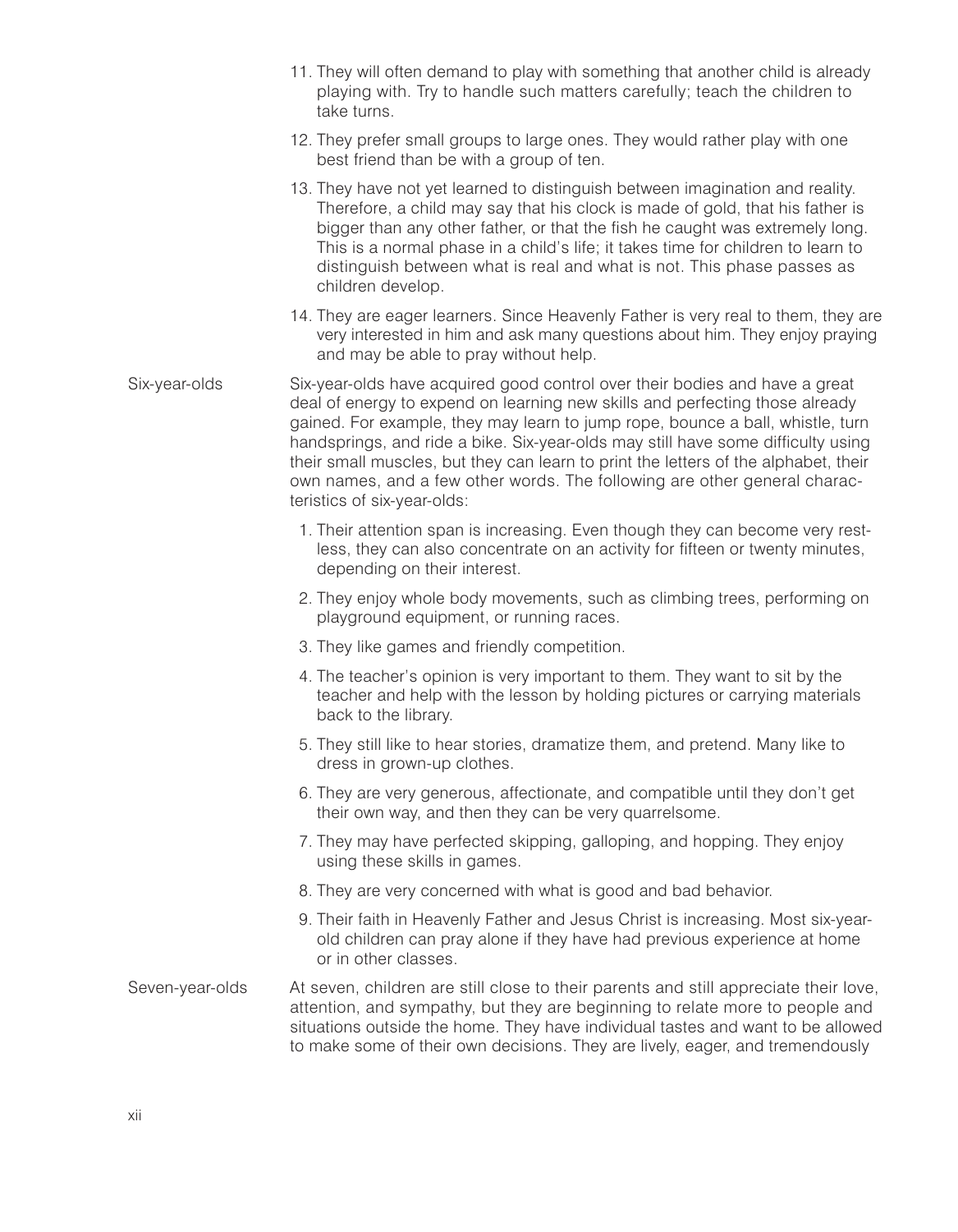11. They will often demand to play with something that another child is already playing with. Try to handle such matters carefully; teach the children to take turns.

12. They prefer small groups to large ones. They would rather play with one best friend than be with a group of ten.

13. They have not yet learned to distinguish between imagination and reality. Therefore, a child may say that his clock is made of gold, that his father is bigger than any other father, or that the fish he caught was extremely long. This is a normal phase in a child's life; it takes time for children to learn to distinguish between what is real and what is not. This phase passes as children develop.

14. They are eager learners. Since Heavenly Father is very real to them, they are very interested in him and ask many questions about him. They enjoy praying and may be able to pray without help.

**Six-year-olds**

Six-year-olds have acquired good control over their bodies and have a great deal of energy to expend on learning new skills and perfecting those already gained. For example, they may learn to jump rope, bounce a ball, whistle, turn handsprings, and ride a bike. Six-year-olds may still have some difficulty using their small muscles, but they can learn to print the letters of the alphabet, their own names, and a few other words. The following are other general characteristics of six-year-olds:

1. Their attention span is increasing. Even though they can become very restless, they can also concentrate on an activity for fifteen or twenty minutes, depending on their interest.

2. They enjoy whole body movements, such as climbing trees, performing on playground equipment, or running races.

3. They like games and friendly competition.

4. The teacher's opinion is very important to them. They want to sit by the teacher and help with the lesson by holding pictures or carrying materials back to the library.

5. They still like to hear stories, dramatize them, and pretend. Many like to dress in grown-up clothes.

6. They are very generous, affectionate, and compatible until they don't get their own way, and then they can be very quarrelsome.

7. They may have perfected skipping, galloping, and hopping. They enjoy using these skills in games.

8. They are very concerned with what is good and bad behavior.

9. Their faith in Heavenly Father and Jesus Christ is increasing. Most six-year-old children can pray alone if they have had previous experience at home or in other classes.

**Seven-year-olds**

At seven, children are still close to their parents and still appreciate their love, attention, and sympathy, but they are beginning to relate more to people and situations outside the home. They have individual tastes and want to be allowed to make some of their own decisions. They are lively, eager, and tremendously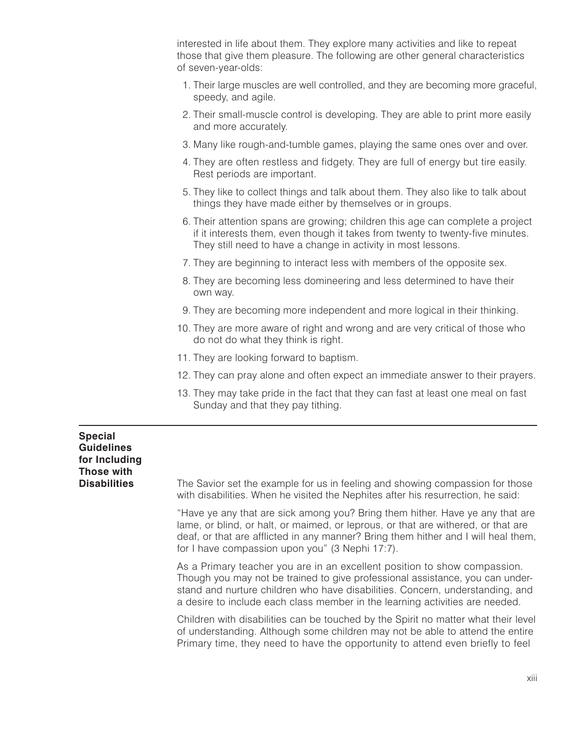interested in life about them. They explore many activities and like to repeat those that give them pleasure. The following are other general characteristics of seven-year-olds:

1. Their large muscles are well controlled, and they are becoming more graceful, speedy, and agile.
2. Their small-muscle control is developing. They are able to print more easily and more accurately.
3. Many like rough-and-tumble games, playing the same ones over and over.
4. They are often restless and fidgety. They are full of energy but tire easily. Rest periods are important.
5. They like to collect things and talk about them. They also like to talk about things they have made either by themselves or in groups.
6. Their attention spans are growing; children this age can complete a project if it interests them, even though it takes from twenty to twenty-five minutes. They still need to have a change in activity in most lessons.
7. They are beginning to interact less with members of the opposite sex.
8. They are becoming less domineering and less determined to have their own way.
9. They are becoming more independent and more logical in their thinking.
10. They are more aware of right and wrong and are very critical of those who do not do what they think is right.
11. They are looking forward to baptism.
12. They can pray alone and often expect an immediate answer to their prayers.
13. They may take pride in the fact that they can fast at least one meal on fast Sunday and that they pay tithing.

## Special Guidelines for Including Those with Disabilities

The Savior set the example for us in feeling and showing compassion for those with disabilities. When he visited the Nephites after his resurrection, he said:

"Have ye any that are sick among you? Bring them hither. Have ye any that are lame, or blind, or halt, or maimed, or leprous, or that are withered, or that are deaf, or that are afflicted in any manner? Bring them hither and I will heal them, for I have compassion upon you" (3 Nephi 17:7).

As a Primary teacher you are in an excellent position to show compassion. Though you may not be trained to give professional assistance, you can understand and nurture children who have disabilities. Concern, understanding, and a desire to include each class member in the learning activities are needed.

Children with disabilities can be touched by the Spirit no matter what their level of understanding. Although some children may not be able to attend the entire Primary time, they need to have the opportunity to attend even briefly to feel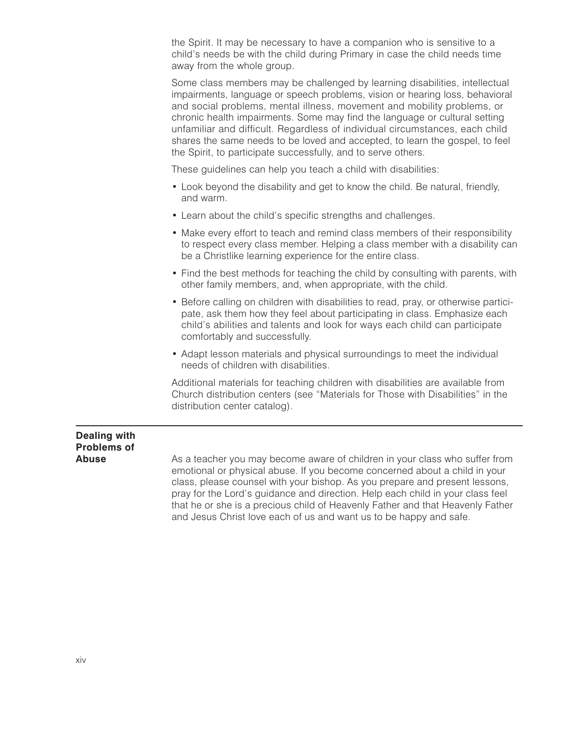the Spirit. It may be necessary to have a companion who is sensitive to a child's needs be with the child during Primary in case the child needs time away from the whole group.

Some class members may be challenged by learning disabilities, intellectual impairments, language or speech problems, vision or hearing loss, behavioral and social problems, mental illness, movement and mobility problems, or chronic health impairments. Some may find the language or cultural setting unfamiliar and difficult. Regardless of individual circumstances, each child shares the same needs to be loved and accepted, to learn the gospel, to feel the Spirit, to participate successfully, and to serve others.

These guidelines can help you teach a child with disabilities:

- Look beyond the disability and get to know the child. Be natural, friendly, and warm.
- Learn about the child's specific strengths and challenges.
- Make every effort to teach and remind class members of their responsibility to respect every class member. Helping a class member with a disability can be a Christlike learning experience for the entire class.
- Find the best methods for teaching the child by consulting with parents, with other family members, and, when appropriate, with the child.
- Before calling on children with disabilities to read, pray, or otherwise participate, ask them how they feel about participating in class. Emphasize each child's abilities and talents and look for ways each child can participate comfortably and successfully.
- Adapt lesson materials and physical surroundings to meet the individual needs of children with disabilities.

Additional materials for teaching children with disabilities are available from Church distribution centers (see "Materials for Those with Disabilities" in the distribution center catalog).

## Dealing with Problems of Abuse

As a teacher you may become aware of children in your class who suffer from emotional or physical abuse. If you become concerned about a child in your class, please counsel with your bishop. As you prepare and present lessons, pray for the Lord's guidance and direction. Help each child in your class feel that he or she is a precious child of Heavenly Father and that Heavenly Father and Jesus Christ love each of us and want us to be happy and safe.